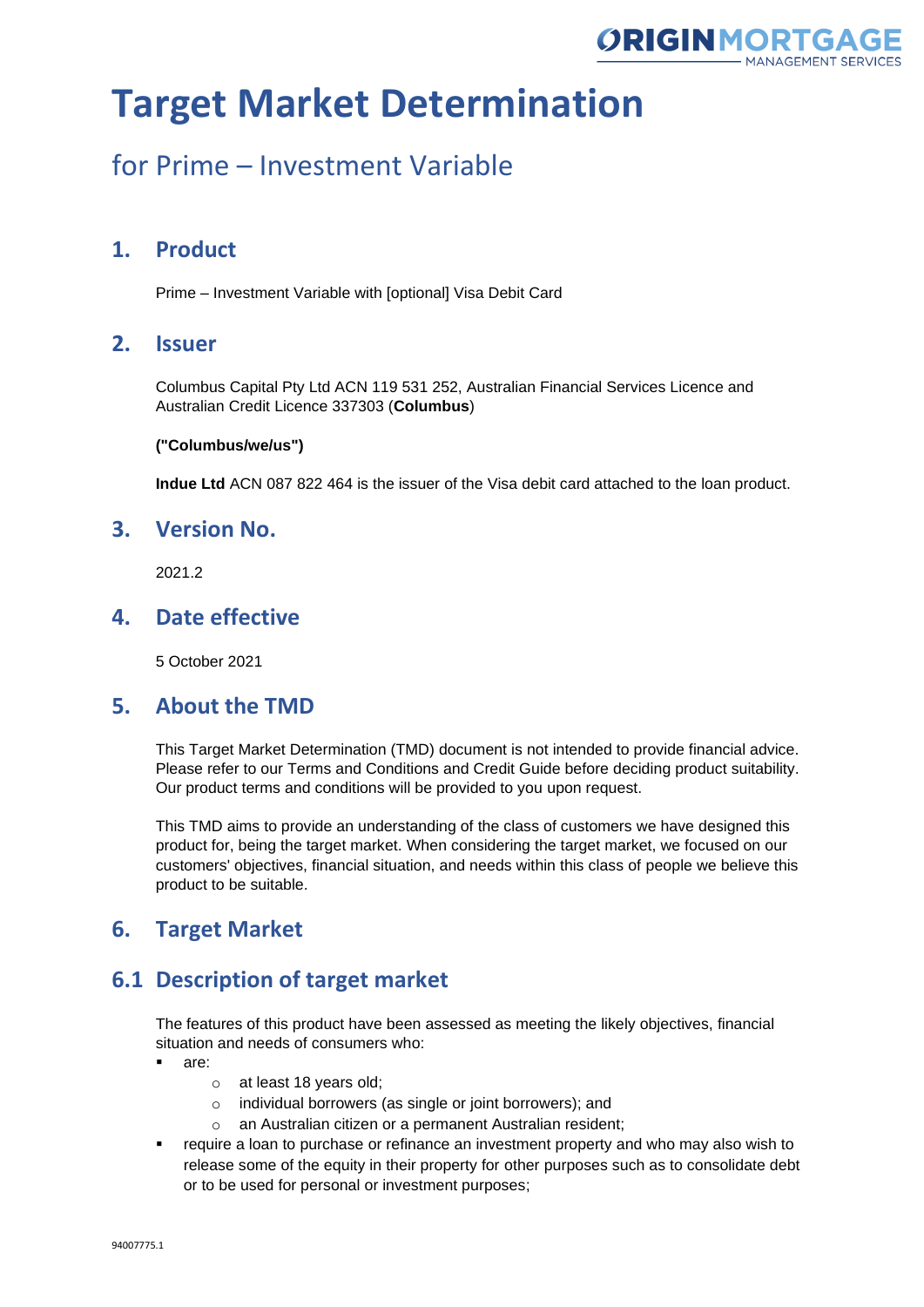# Target Market Determination

## for Prime – Investment Variable

## 1. Product

Prime – Investment Variable with [optional] Visa Debit Card

## 2. Issuer

Columbus Capital Pty Ltd ACN 119 531 252, Australian Financial Services Licence and Australian Credit Licence 337303 (**Columbus**)

**("Columbus/we/us")**

**Indue Ltd** ACN 087 822 464 is the issuer of the Visa debit card attached to the loan product.

## 3. Version No.

2021.2

## 4. Date effective

5 October 2021

## 5. About the TMD

This Target Market Determination (TMD) document is not intended to provide financial advice. Please refer to our Terms and Conditions and Credit Guide before deciding product suitability. Our product terms and conditions will be provided to you upon request.

This TMD aims to provide an understanding of the class of customers we have designed this product for, being the target market. When considering the target market, we focused on our customers' objectives, financial situation, and needs within this class of people we believe this product to be suitable.

## 6. Target Market

## 6.1 Description of target market

The features of this product have been assessed as meeting the likely objectives, financial situation and needs of consumers who:

- are:
  - at least 18 years old;
  - individual borrowers (as single or joint borrowers); and
  - an Australian citizen or a permanent Australian resident;
- require a loan to purchase or refinance an investment property and who may also wish to release some of the equity in their property for other purposes such as to consolidate debt or to be used for personal or investment purposes;

94007775.1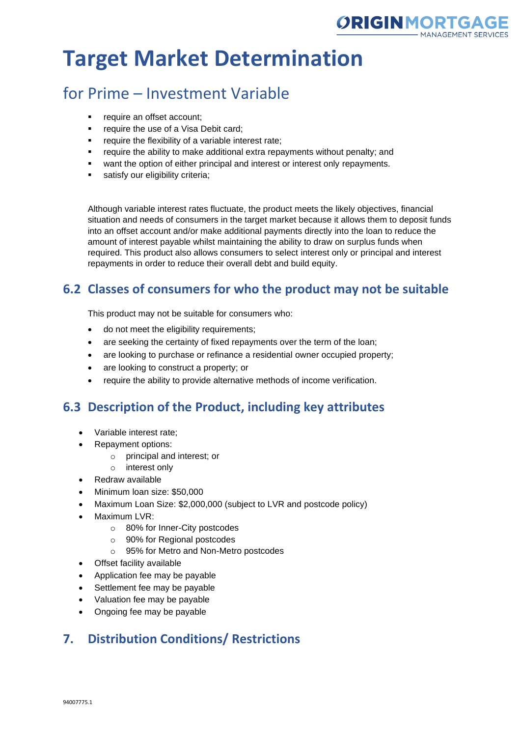# Target Market Determination

## for Prime – Investment Variable

- require an offset account;
- require the use of a Visa Debit card;
- require the flexibility of a variable interest rate;
- require the ability to make additional extra repayments without penalty; and
- want the option of either principal and interest or interest only repayments.
- satisfy our eligibility criteria;

Although variable interest rates fluctuate, the product meets the likely objectives, financial situation and needs of consumers in the target market because it allows them to deposit funds into an offset account and/or make additional payments directly into the loan to reduce the amount of interest payable whilst maintaining the ability to draw on surplus funds when required. This product also allows consumers to select interest only or principal and interest repayments in order to reduce their overall debt and build equity.

## 6.2 Classes of consumers for who the product may not be suitable

This product may not be suitable for consumers who:

- do not meet the eligibility requirements;
- are seeking the certainty of fixed repayments over the term of the loan;
- are looking to purchase or refinance a residential owner occupied property;
- are looking to construct a property; or
- require the ability to provide alternative methods of income verification.

## 6.3 Description of the Product, including key attributes

- Variable interest rate;
- Repayment options:
  - principal and interest; or
  - interest only
- Redraw available
- Minimum loan size: $50,000
- Maximum Loan Size: $2,000,000 (subject to LVR and postcode policy)
- Maximum LVR:
  - 80% for Inner-City postcodes
  - 90% for Regional postcodes
  - 95% for Metro and Non-Metro postcodes
- Offset facility available
- Application fee may be payable
- Settlement fee may be payable
- Valuation fee may be payable
- Ongoing fee may be payable

## 7. Distribution Conditions/ Restrictions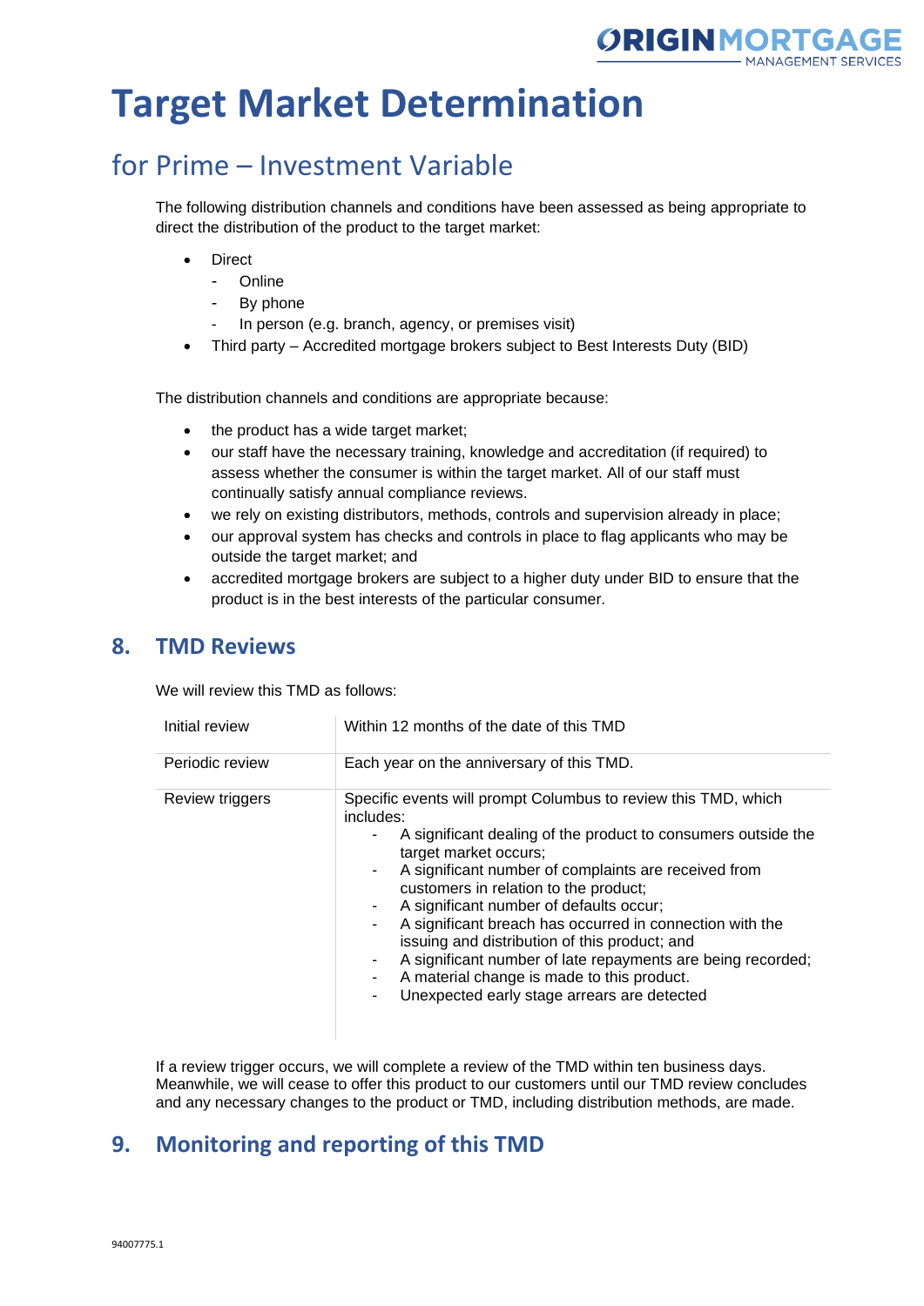# Target Market Determination

## for Prime – Investment Variable

The following distribution channels and conditions have been assessed as being appropriate to direct the distribution of the product to the target market:

- Direct
  - Online
  - By phone
  - In person (e.g. branch, agency, or premises visit)
- Third party – Accredited mortgage brokers subject to Best Interests Duty (BID)

The distribution channels and conditions are appropriate because:

- the product has a wide target market;
- our staff have the necessary training, knowledge and accreditation (if required) to assess whether the consumer is within the target market. All of our staff must continually satisfy annual compliance reviews.
- we rely on existing distributors, methods, controls and supervision already in place;
- our approval system has checks and controls in place to flag applicants who may be outside the target market; and
- accredited mortgage brokers are subject to a higher duty under BID to ensure that the product is in the best interests of the particular consumer.

## 8. TMD Reviews

We will review this TMD as follows:

| | |
|---|---|
| Initial review | Within 12 months of the date of this TMD |
| Periodic review | Each year on the anniversary of this TMD. |
| Review triggers | Specific events will prompt Columbus to review this TMD, which includes:<br>- A significant dealing of the product to consumers outside the target market occurs;<br>- A significant number of complaints are received from customers in relation to the product;<br>- A significant number of defaults occur;<br>- A significant breach has occurred in connection with the issuing and distribution of this product; and<br>- A significant number of late repayments are being recorded;<br>- A material change is made to this product.<br>- Unexpected early stage arrears are detected |

If a review trigger occurs, we will complete a review of the TMD within ten business days. Meanwhile, we will cease to offer this product to our customers until our TMD review concludes and any necessary changes to the product or TMD, including distribution methods, are made.

## 9. Monitoring and reporting of this TMD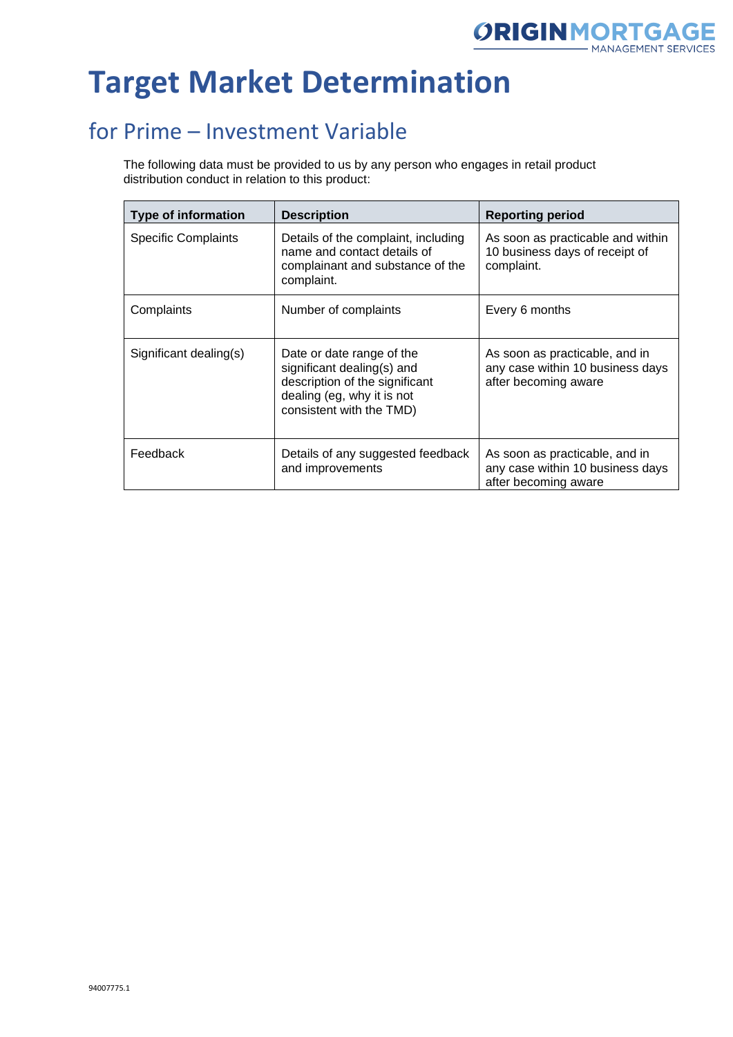# Target Market Determination

## for Prime – Investment Variable

The following data must be provided to us by any person who engages in retail product distribution conduct in relation to this product:

| Type of information | Description | Reporting period |
|---|---|---|
| Specific Complaints | Details of the complaint, including name and contact details of complainant and substance of the complaint. | As soon as practicable and within 10 business days of receipt of complaint. |
| Complaints | Number of complaints | Every 6 months |
| Significant dealing(s) | Date or date range of the significant dealing(s) and description of the significant dealing (eg, why it is not consistent with the TMD) | As soon as practicable, and in any case within 10 business days after becoming aware |
| Feedback | Details of any suggested feedback and improvements | As soon as practicable, and in any case within 10 business days after becoming aware |

94007775.1